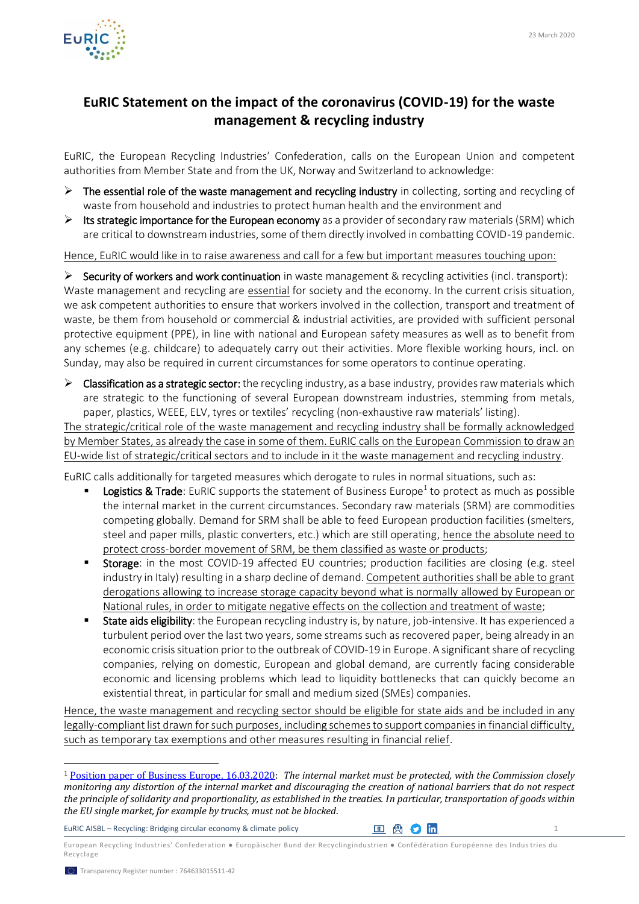23 March 2020

# EuRIC Statement on the impact of the coronavirus (COVID-19) for the waste management & recycling industry

EuRIC, the European Recycling Industries' Confederation, calls on the European Union and competent authorities from Member State and from the UK, Norway and Switzerland to acknowledge:

- **The essential role of the waste management and recycling industry** in collecting, sorting and recycling of waste from household and industries to protect human health and the environment and
- **Its strategic importance for the European economy** as a provider of secondary raw materials (SRM) which are critical to downstream industries, some of them directly involved in combatting COVID-19 pandemic.

<u>Hence, EuRIC would like in to raise awareness and call for a few but important measures touching upon:</u>

- **Security of workers and work continuation** in waste management & recycling activities (incl. transport):

Waste management and recycling are <u>essential</u> for society and the economy. In the current crisis situation, we ask competent authorities to ensure that workers involved in the collection, transport and treatment of waste, be them from household or commercial & industrial activities, are provided with sufficient personal protective equipment (PPE), in line with national and European safety measures as well as to benefit from any schemes (e.g. childcare) to adequately carry out their activities. More flexible working hours, incl. on Sunday, may also be required in current circumstances for some operators to continue operating.

- **Classification as a strategic sector:** the recycling industry, as a base industry, provides raw materials which are strategic to the functioning of several European downstream industries, stemming from metals, paper, plastics, WEEE, ELV, tyres or textiles' recycling (non-exhaustive raw materials' listing).

<u>The strategic/critical role of the waste management and recycling industry shall be formally acknowledged by Member States, as already the case in some of them. EuRIC calls on the European Commission to draw an EU-wide list of strategic/critical sectors and to include in it the waste management and recycling industry</u>.

EuRIC calls additionally for targeted measures which derogate to rules in normal situations, such as:

- **Logistics & Trade**: EuRIC supports the statement of Business Europe[1] to protect as much as possible the internal market in the current circumstances. Secondary raw materials (SRM) are commodities competing globally. Demand for SRM shall be able to feed European production facilities (smelters, steel and paper mills, plastic converters, etc.) which are still operating, <u>hence the absolute need to protect cross-border movement of SRM, be them classified as waste or products</u>;
- **Storage**: in the most COVID-19 affected EU countries; production facilities are closing (e.g. steel industry in Italy) resulting in a sharp decline of demand. <u>Competent authorities shall be able to grant derogations allowing to increase storage capacity beyond what is normally allowed by European or National rules, in order to mitigate negative effects on the collection and treatment of waste</u>;
- **State aids eligibility**: the European recycling industry is, by nature, job-intensive. It has experienced a turbulent period over the last two years, some streams such as recovered paper, being already in an economic crisis situation prior to the outbreak of COVID-19 in Europe. A significant share of recycling companies, relying on domestic, European and global demand, are currently facing considerable economic and licensing problems which lead to liquidity bottlenecks that can quickly become an existential threat, in particular for small and medium sized (SMEs) companies.

<u>Hence, the waste management and recycling sector should be eligible for state aids and be included in any legally-compliant list drawn for such purposes, including schemes to support companies in financial difficulty, such as temporary tax exemptions and other measures resulting in financial relief</u>.

---

[1] <u>Position paper of Business Europe, 16.03.2020</u>: *The internal market must be protected, with the Commission closely monitoring any distortion of the internal market and discouraging the creation of national barriers that do not respect the principle of solidarity and proportionality, as established in the treaties. In particular, transportation of goods within the EU single market, for example by trucks, must not be blocked.*

EuRIC AISBL – Recycling: Bridging circular economy & climate policy

European Recycling Industries' Confederation ● Europäischer Bund der Recyclingindustrien ● Confédération Européenne des Industries du Recyclage

Transparency Register number : 764633015511-42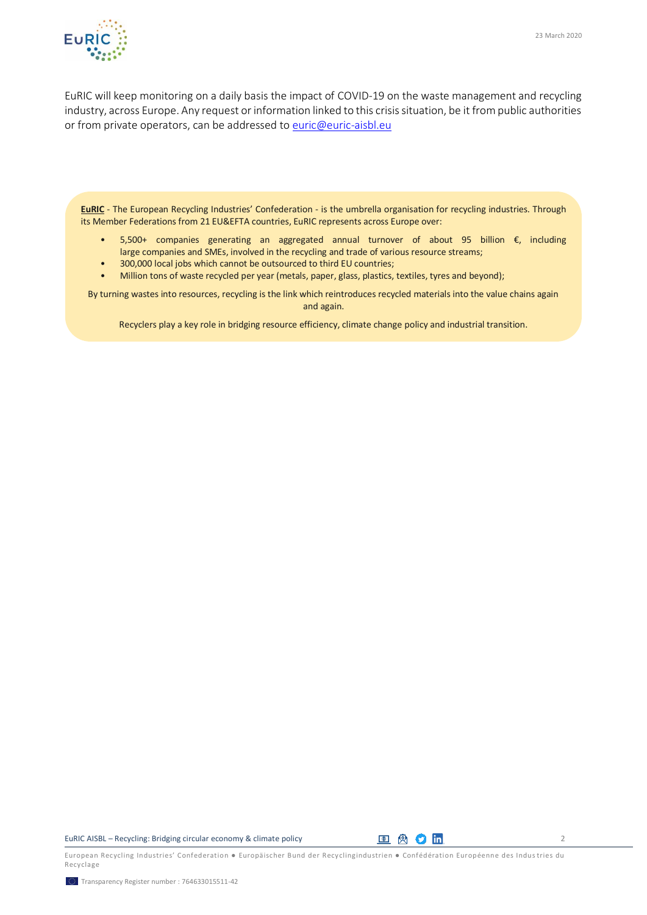EuRIC will keep monitoring on a daily basis the impact of COVID-19 on the waste management and recycling industry, across Europe. Any request or information linked to this crisis situation, be it from public authorities or from private operators, can be addressed to [euric@euric-aisbl.eu](mailto:euric@euric-aisbl.eu)

**EuRIC** - The European Recycling Industries' Confederation - is the umbrella organisation for recycling industries. Through its Member Federations from 21 EU&EFTA countries, EuRIC represents across Europe over:

- 5,500+ companies generating an aggregated annual turnover of about 95 billion €, including large companies and SMEs, involved in the recycling and trade of various resource streams;
- 300,000 local jobs which cannot be outsourced to third EU countries;
- Million tons of waste recycled per year (metals, paper, glass, plastics, textiles, tyres and beyond);

By turning wastes into resources, recycling is the link which reintroduces recycled materials into the value chains again and again.

Recyclers play a key role in bridging resource efficiency, climate change policy and industrial transition.